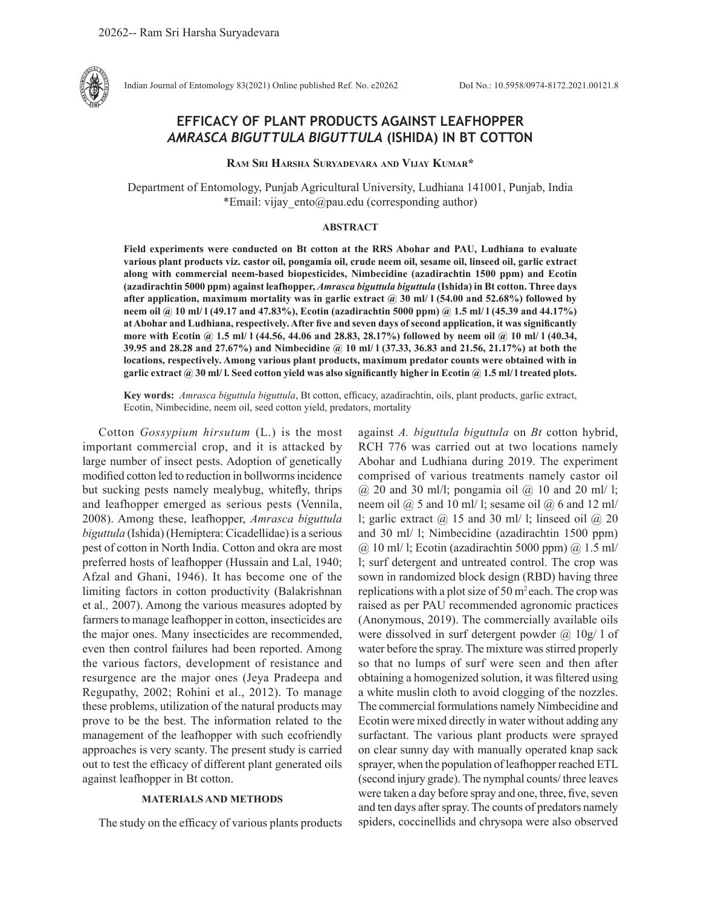# EFFICACY OF PLANT PRODUCTS AGAINST LEAFHOPPER *AMRASCA BIGUTTULA BIGUTTULA* (ISHIDA) IN BT COTTON

**Ram Sri Harsha Suryadevara and Vijay Kumar***

Department of Entomology, Punjab Agricultural University, Ludhiana 141001, Punjab, India
*Email: vijay_ento@pau.edu (corresponding author)

### ABSTRACT

**Field experiments were conducted on Bt cotton at the RRS Abohar and PAU, Ludhiana to evaluate various plant products viz. castor oil, pongamia oil, crude neem oil, sesame oil, linseed oil, garlic extract along with commercial neem-based biopesticides, Nimbecidine (azadirachtin 1500 ppm) and Ecotin (azadirachtin 5000 ppm) against leafhopper, *Amrasca biguttula biguttula* (Ishida) in Bt cotton. Three days after application, maximum mortality was in garlic extract @ 30 ml/ l (54.00 and 52.68%) followed by neem oil @ 10 ml/ l (49.17 and 47.83%), Ecotin (azadirachtin 5000 ppm) @ 1.5 ml/ l (45.39 and 44.17%) at Abohar and Ludhiana, respectively. After five and seven days of second application, it was significantly more with Ecotin @ 1.5 ml/ l (44.56, 44.06 and 28.83, 28.17%) followed by neem oil @ 10 ml/ l (40.34, 39.95 and 28.28 and 27.67%) and Nimbecidine @ 10 ml/ l (37.33, 36.83 and 21.56, 21.17%) at both the locations, respectively. Among various plant products, maximum predator counts were obtained with in garlic extract @ 30 ml/ l. Seed cotton yield was also significantly higher in Ecotin @ 1.5 ml/ l treated plots.**

**Key words:** *Amrasca biguttula biguttula*, Bt cotton, efficacy, azadirachtin, oils, plant products, garlic extract, Ecotin, Nimbecidine, neem oil, seed cotton yield, predators, mortality

Cotton *Gossypium hirsutum* (L.) is the most important commercial crop, and it is attacked by large number of insect pests. Adoption of genetically modified cotton led to reduction in bollworms incidence but sucking pests namely mealybug, whitefly, thrips and leafhopper emerged as serious pests (Vennila, 2008). Among these, leafhopper, *Amrasca biguttula biguttula* (Ishida) (Hemiptera: Cicadellidae) is a serious pest of cotton in North India. Cotton and okra are most preferred hosts of leafhopper (Hussain and Lal, 1940; Afzal and Ghani, 1946). It has become one of the limiting factors in cotton productivity (Balakrishnan et al*.,* 2007). Among the various measures adopted by farmers to manage leafhopper in cotton, insecticides are the major ones. Many insecticides are recommended, even then control failures had been reported. Among the various factors, development of resistance and resurgence are the major ones (Jeya Pradeepa and Regupathy, 2002; Rohini et al., 2012). To manage these problems, utilization of the natural products may prove to be the best. The information related to the management of the leafhopper with such ecofriendly approaches is very scanty. The present study is carried out to test the efficacy of different plant generated oils against leafhopper in Bt cotton.

## MATERIALS AND METHODS

The study on the efficacy of various plants products against *A. biguttula biguttula* on *Bt* cotton hybrid, RCH 776 was carried out at two locations namely Abohar and Ludhiana during 2019. The experiment comprised of various treatments namely castor oil @ 20 and 30 ml/l; pongamia oil @ 10 and 20 ml/ l; neem oil @ 5 and 10 ml/ l; sesame oil @ 6 and 12 ml/ l; garlic extract @ 15 and 30 ml/ l; linseed oil @ 20 and 30 ml/ l; Nimbecidine (azadirachtin 1500 ppm) @ 10 ml/ l; Ecotin (azadirachtin 5000 ppm) @ 1.5 ml/ l; surf detergent and untreated control. The crop was sown in randomized block design (RBD) having three replications with a plot size of 50 $m^2$ each. The crop was raised as per PAU recommended agronomic practices (Anonymous, 2019). The commercially available oils were dissolved in surf detergent powder @ 10g/ l of water before the spray. The mixture was stirred properly so that no lumps of surf were seen and then after obtaining a homogenized solution, it was filtered using a white muslin cloth to avoid clogging of the nozzles. The commercial formulations namely Nimbecidine and Ecotin were mixed directly in water without adding any surfactant. The various plant products were sprayed on clear sunny day with manually operated knap sack sprayer, when the population of leafhopper reached ETL (second injury grade). The nymphal counts/ three leaves were taken a day before spray and one, three, five, seven and ten days after spray. The counts of predators namely spiders, coccinellids and chrysopa were also observed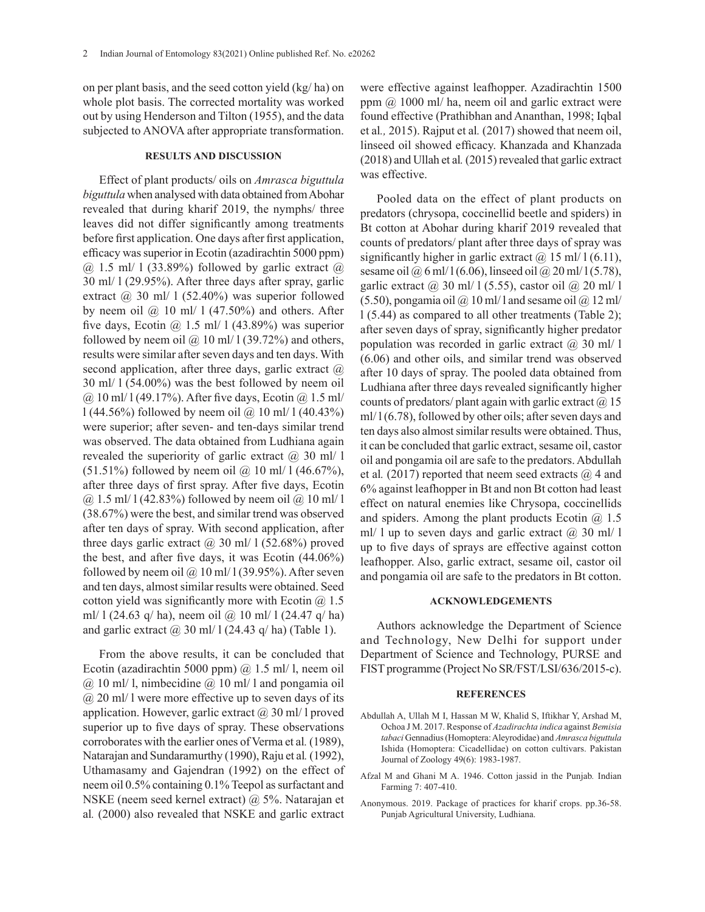on per plant basis, and the seed cotton yield (kg/ ha) on whole plot basis. The corrected mortality was worked out by using Henderson and Tilton (1955), and the data subjected to ANOVA after appropriate transformation.

## RESULTS AND DISCUSSION

Effect of plant products/ oils on *Amrasca biguttula biguttula* when analysed with data obtained from Abohar revealed that during kharif 2019, the nymphs/ three leaves did not differ significantly among treatments before first application. One days after first application, efficacy was superior in Ecotin (azadirachtin 5000 ppm) @ 1.5 ml/ l (33.89%) followed by garlic extract @ 30 ml/ l (29.95%). After three days after spray, garlic extract @ 30 ml/ l (52.40%) was superior followed by neem oil @ 10 ml/ l (47.50%) and others. After five days, Ecotin @ 1.5 ml/ l (43.89%) was superior followed by neem oil @ 10 ml/ l (39.72%) and others, results were similar after seven days and ten days. With second application, after three days, garlic extract @ 30 ml/ l (54.00%) was the best followed by neem oil @ 10 ml/ l (49.17%). After five days, Ecotin @ 1.5 ml/ l (44.56%) followed by neem oil @ 10 ml/ l (40.43%) were superior; after seven- and ten-days similar trend was observed. The data obtained from Ludhiana again revealed the superiority of garlic extract @ 30 ml/ l (51.51%) followed by neem oil @ 10 ml/ l (46.67%), after three days of first spray. After five days, Ecotin @ 1.5 ml/ l (42.83%) followed by neem oil @ 10 ml/ l (38.67%) were the best, and similar trend was observed after ten days of spray. With second application, after three days garlic extract @ 30 ml/ l (52.68%) proved the best, and after five days, it was Ecotin (44.06%) followed by neem oil @ 10 ml/ l (39.95%). After seven and ten days, almost similar results were obtained. Seed cotton yield was significantly more with Ecotin @ 1.5 ml/ l (24.63 q/ ha), neem oil @ 10 ml/ l (24.47 q/ ha) and garlic extract @ 30 ml/ l (24.43 q/ ha) (Table 1).

From the above results, it can be concluded that Ecotin (azadirachtin 5000 ppm) @ 1.5 ml/ l, neem oil @ 10 ml/ l, nimbecidine @ 10 ml/ l and pongamia oil @ 20 ml/ l were more effective up to seven days of its application. However, garlic extract @ 30 ml/ l proved superior up to five days of spray. These observations corroborates with the earlier ones of Verma et al*.* (1989), Natarajan and Sundaramurthy (1990), Raju et al*.* (1992), Uthamasamy and Gajendran (1992) on the effect of neem oil 0.5% containing 0.1% Teepol as surfactant and NSKE (neem seed kernel extract) @ 5%. Natarajan et al*.* (2000) also revealed that NSKE and garlic extract were effective against leafhopper. Azadirachtin 1500 ppm @ 1000 ml/ ha, neem oil and garlic extract were found effective (Prathibhan and Ananthan, 1998; Iqbal et al*.,* 2015). Rajput et al*.* (2017) showed that neem oil, linseed oil showed efficacy. Khanzada and Khanzada (2018) and Ullah et al*.* (2015) revealed that garlic extract was effective.

Pooled data on the effect of plant products on predators (chrysopa, coccinellid beetle and spiders) in Bt cotton at Abohar during kharif 2019 revealed that counts of predators/ plant after three days of spray was significantly higher in garlic extract @ 15 ml/ l (6.11), sesame oil @ 6 ml/ l (6.06), linseed oil @ 20 ml/ l (5.78), garlic extract @ 30 ml/ l (5.55), castor oil @ 20 ml/ l (5.50), pongamia oil @ 10 ml/ l and sesame oil @ 12 ml/ l (5.44) as compared to all other treatments (Table 2); after seven days of spray, significantly higher predator population was recorded in garlic extract @ 30 ml/ l (6.06) and other oils, and similar trend was observed after 10 days of spray. The pooled data obtained from Ludhiana after three days revealed significantly higher counts of predators/ plant again with garlic extract @ 15 ml/ l (6.78), followed by other oils; after seven days and ten days also almost similar results were obtained. Thus, it can be concluded that garlic extract, sesame oil, castor oil and pongamia oil are safe to the predators. Abdullah et al*.* (2017) reported that neem seed extracts @ 4 and 6% against leafhopper in Bt and non Bt cotton had least effect on natural enemies like Chrysopa, coccinellids and spiders. Among the plant products Ecotin @ 1.5 ml/ l up to seven days and garlic extract @ 30 ml/ l up to five days of sprays are effective against cotton leafhopper. Also, garlic extract, sesame oil, castor oil and pongamia oil are safe to the predators in Bt cotton.

## ACKNOWLEDGEMENTS

Authors acknowledge the Department of Science and Technology, New Delhi for support under Department of Science and Technology, PURSE and FIST programme (Project No SR/FST/LSI/636/2015-c).

## REFERENCES

Abdullah A, Ullah M I, Hassan M W, Khalid S, Iftikhar Y, Arshad M, Ochoa J M. 2017. Response of *Azadirachta indica* against *Bemisia tabaci* Gennadius (Homoptera: Aleyrodidae) and *Amrasca biguttula* Ishida (Homoptera: Cicadellidae) on cotton cultivars. Pakistan Journal of Zoology 49(6): 1983-1987.

Afzal M and Ghani M A. 1946. Cotton jassid in the Punjab*.* Indian Farming 7: 407-410.

Anonymous. 2019. Package of practices for kharif crops. pp.36-58. Punjab Agricultural University, Ludhiana.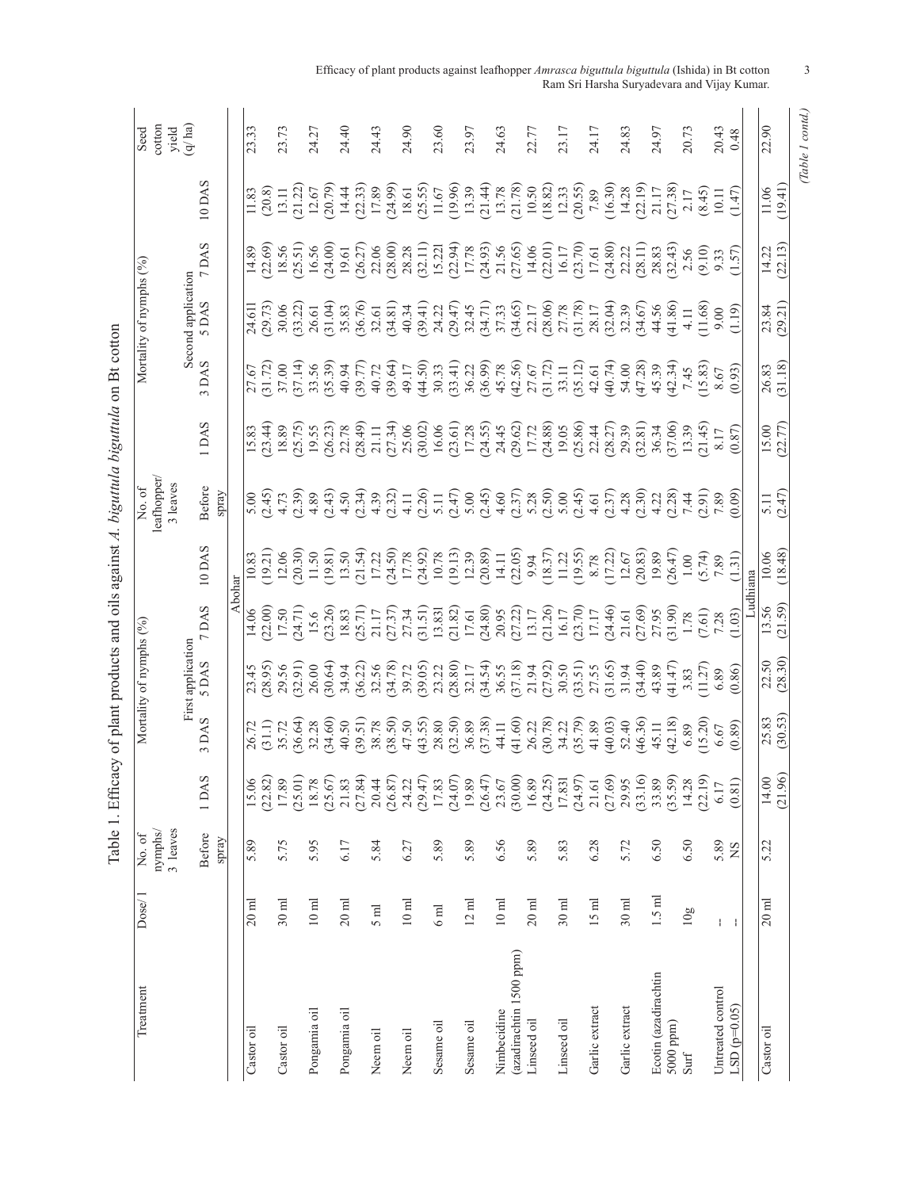Table 1. Efficacy of plant products and oils against *A. biguttula biguttula* on Bt cotton

| Treatment | Dose/ l | No. of nymphs/ 3 leaves | Mortality of nymphs (%) | | | | | No. of leafhopper/ 3 leaves | Mortality of nymphs (%) | | | | | Seed cotton yield (q/ ha) |
|---|---|---|---|---|---|---|---|---|---|---|---|---|---|---|
| | | | First application | | | | | | Second application | | | | | |
| | | Before spray | 1 DAS | 3 DAS | 5 DAS | 7 DAS | 10 DAS | Before spray | 1 DAS | 3 DAS | 5 DAS | 7 DAS | 10 DAS | |
| **Abohar** | | | | | | | | | | | | | | |
| Castor oil | 20 ml | 5.89 | 15.06 (22.82) | 26.72 (31.1) | 23.45 (28.95) | 14.06 (22.00) | 10.83 (19.21) | 5.00 (2.45) | 15.83 (23.44) | 27.67 (31.72) | 24.611 (29.73) | 14.89 (22.69) | 11.83 (20.8) | 23.33 |
| Castor oil | 30 ml | 5.75 | 17.89 (25.01) | 35.72 (36.64) | 29.56 (32.91) | 17.50 (24.71) | 12.06 (20.30) | 4.73 (2.39) | 18.89 (25.75) | 37.00 (37.14) | 30.06 (33.22) | 18.56 (25.51) | 13.11 (21.22) | 23.73 |
| Pongamia oil | 10 ml | 5.95 | 18.78 (25.67) | 32.28 (34.60) | 26.00 (30.64) | 15.6 (23.26) | 11.50 (19.81) | 4.89 (2.43) | 19.55 (26.23) | 33.56 (35.39) | 26.61 (31.04) | 16.56 (24.00) | 12.67 (20.79) | 24.27 |
| Pongamia oil | 20 ml | 6.17 | 21.83 (27.84) | 40.50 (39.51) | 34.94 (36.22) | 18.83 (25.71) | 13.50 (21.54) | 4.50 (2.34) | 22.78 (28.49) | 40.94 (39.77) | 35.83 (36.76) | 19.61 (26.27) | 14.44 (22.33) | 24.40 |
| Neem oil | 5 ml | 5.84 | 20.44 (26.87) | 38.78 (38.50) | 32.56 (34.78) | 21.17 (27.37) | 17.22 (24.50) | 4.39 (2.32) | 21.11 (27.34) | 40.72 (39.64) | 32.61 (34.81) | 22.06 (28.00) | 17.89 (24.99) | 24.43 |
| Neem oil | 10 ml | 6.27 | 24.22 (29.47) | 47.50 (43.55) | 39.72 (39.05) | 27.34 (31.51) | 17.78 (24.92) | 4.11 (2.26) | 25.06 (30.02) | 49.17 (44.50) | 40.34 (39.41) | 28.28 (32.11) | 18.61 (25.55) | 24.90 |
| Sesame oil | 6 ml | 5.89 | 17.83 (24.07) | 28.80 (32.50) | 23.22 (28.80) | 13.831 (21.82) | 10.78 (19.13) | 5.11 (2.47) | 16.06 (23.61) | 30.33 (33.41) | 24.22 (29.47) | 15.221 (22.94) | 11.67 (19.96) | 23.60 |
| Sesame oil | 12 ml | 5.89 | 19.89 (26.47) | 36.89 (37.38) | 32.17 (34.54) | 17.61 (24.80) | 12.39 (20.89) | 5.00 (2.45) | 17.28 (24.55) | 36.22 (36.99) | 32.45 (34.71) | 17.78 (24.93) | 13.39 (21.44) | 23.97 |
| Nimbecidine (azadirachtin 1500 ppm) | 10 ml | 6.56 | 23.67 (30.00) | 44.11 (41.60) | 36.55 (37.18) | 20.95 (27.22) | 14.11 (22.05) | 4.60 (2.37) | 24.45 (29.62) | 45.78 (42.56) | 37.33 (34.65) | 21.56 (27.65) | 13.78 (21.78) | 24.63 |
| Linseed oil | 20 ml | 5.89 | 16.89 (24.25) | 26.22 (30.78) | 21.94 (27.92) | 13.17 (21.26) | 9.94 (18.37) | 5.28 (2.50) | 17.72 (24.88) | 27.67 (31.72) | 22.17 (28.06) | 14.06 (22.01) | 10.50 (18.82) | 22.77 |
| Linseed oil | 30 ml | 5.83 | 17.831 (24.97) | 34.22 (35.79) | 30.50 (33.51) | 16.17 (23.70) | 11.22 (19.55) | 5.00 (2.45) | 19.05 (25.86) | 33.11 (35.12) | 27.78 (31.78) | 16.17 (23.70) | 12.33 (20.55) | 23.17 |
| Garlic extract | 15 ml | 6.28 | 21.61 (27.69) | 41.89 (40.03) | 27.55 (31.65) | 17.17 (24.46) | 8.78 (17.22) | 4.61 (2.37) | 22.44 (28.27) | 42.61 (40.74) | 28.17 (32.04) | 17.61 (24.80) | 7.89 (16.30) | 24.17 |
| Garlic extract | 30 ml | 5.72 | 29.95 (33.16) | 52.40 (46.36) | 31.94 (34.40) | 21.61 (27.69) | 12.67 (20.83) | 4.28 (2.30) | 29.39 (32.81) | 54.00 (47.28) | 32.39 (34.67) | 22.22 (28.11) | 14.28 (22.19) | 24.83 |
| Ecotin (azadirachtin 5000 ppm) | 1.5 ml | 6.50 | 33.89 (35.59) | 45.11 (42.18) | 43.89 (41.47) | 27.95 (31.90) | 19.89 (26.47) | 4.22 (2.28) | 36.34 (37.06) | 45.39 (42.34) | 44.56 (41.86) | 28.83 (32.43) | 21.17 (27.38) | 24.97 |
| Surf | 10g | 6.50 | 14.28 (22.19) | 6.89 (15.20) | 3.83 (11.27) | 1.78 (7.61) | 1.00 (5.74) | 7.44 (2.91) | 13.39 (21.45) | 7.45 (15.83) | 4.11 (11.68) | 2.56 (9.10) | 2.17 (8.45) | 20.73 |
| Untreated control | -- | 5.89 | 6.17 | 6.67 | 6.89 | 7.28 | 7.89 | 7.89 | 8.17 | 8.67 | 9.00 | 9.33 | 10.11 | 20.43 |
| LSD (p=0.05) | -- | NS | (0.81) | (0.89) | (0.86) | (1.03) | (1.31) | (0.09) | (0.87) | (0.93) | (1.19) | (1.57) | (1.47) | 0.48 |
| **Ludhiana** | | | | | | | | | | | | | | |
| Castor oil | 20 ml | 5.22 | 14.00 (21.96) | 25.83 (30.53) | 22.50 (28.30) | 13.56 (21.59) | 10.06 (18.48) | 5.11 (2.47) | 15.00 (22.77) | 26.83 (31.18) | 23.84 (29.21) | 14.22 (22.13) | 11.06 (19.41) | 22.90 |

(Table 1 contd.)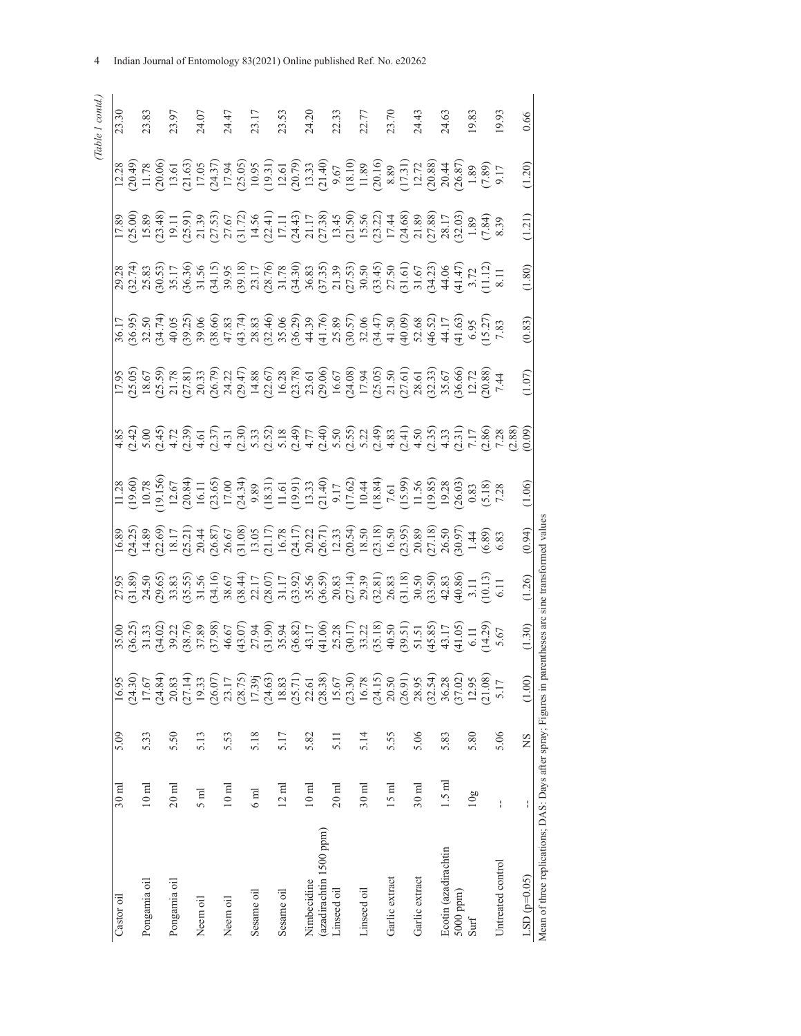(Table 1 contd.)

| | | | | | | | | | | | | | | |
|---|---|---|---|---|---|---|---|---|---|---|---|---|---|---|
| Castor oil | 30 ml | 5.09 | 16.95 (24.30) | 35.00 (36.25) | 27.95 (31.89) | 16.89 (24.25) | 11.28 (19.60) | 4.85 (2.42) | 17.95 (25.05) | 36.17 (36.95) | 29.28 (32.74) | 17.89 (25.00) | 12.28 (20.49) | 23.30 |
| Pongamia oil | 10 ml | 5.33 | 17.67 (24.84) | 31.33 (34.02) | 24.50 (29.65) | 14.89 (22.69) | 10.78 (19.156) | 5.00 (2.45) | 18.67 (25.59) | 32.50 (34.74) | 25.83 (30.53) | 15.89 (23.48) | 11.78 (20.06) | 23.83 |
| Pongamia oil | 20 ml | 5.50 | 20.83 (27.14) | 39.22 (38.76) | 33.83 (35.55) | 18.17 (25.21) | 12.67 (20.84) | 4.72 (2.39) | 21.78 (27.81) | 40.05 (39.25) | 35.17 (36.36) | 19.11 (25.91) | 13.61 (21.63) | 23.97 |
| Neem oil | 5 ml | 5.13 | 19.33 (26.07) | 37.89 (37.98) | 31.56 (34.16) | 20.44 (26.87) | 16.11 (23.65) | 4.61 (2.37) | 20.33 (26.79) | 39.06 (38.66) | 31.56 (34.15) | 21.39 (27.53) | 17.05 (24.37) | 24.07 |
| Neem oil | 10 ml | 5.53 | 23.17 (28.75) | 46.67 (43.07) | 38.67 (38.44) | 26.67 (31.08) | 17.00 (24.34) | 4.31 (2.30) | 24.22 (29.47) | 47.83 (43.74) | 39.95 (39.18) | 27.67 (31.72) | 17.94 (25.05) | 24.47 |
| Sesame oil | 6 ml | 5.18 | 17.39j (24.63) | 27.94 (31.90) | 22.17 (28.07) | 13.05 (21.17) | 9.89 (18.31) | 5.33 (2.52) | 14.88 (22.67) | 28.83 (32.46) | 23.17 (28.76) | 14.56 (22.41) | 10.95 (19.31) | 23.17 |
| Sesame oil | 12 ml | 5.17 | 18.83 (25.71) | 35.94 (36.82) | 31.17 (33.92) | 16.78 (24.17) | 11.61 (19.91) | 5.18 (2.49) | 16.28 (23.78) | 35.06 (36.29) | 31.78 (34.30) | 17.11 (24.43) | 12.61 (20.79) | 23.53 |
| Nimbecidine (azadirachtin 1500 ppm) | 10 ml | 5.82 | 22.61 (28.38) | 43.17 (41.06) | 35.56 (36.59) | 20.22 (26.71) | 13.33 (21.40) | 4.77 (2.40) | 23.61 (29.06) | 44.39 (41.76) | 36.83 (37.35) | 21.17 (27.38) | 13.33 (21.40) | 24.20 |
| Linseed oil | 20 ml | 5.11 | 15.67 (23.30) | 25.28 (30.17) | 20.83 (27.14) | 12.33 (20.54) | 9.17 (17.62) | 5.50 (2.55) | 16.67 (24.08) | 25.89 (30.57) | 21.39 (27.53) | 13.45 (21.50) | 9.67 (18.10) | 22.33 |
| Linseed oil | 30 ml | 5.14 | 16.78 (24.15) | 33.22 (35.18) | 29.39 (32.81) | 18.50 (23.18) | 10.44 (18.84) | 5.22 (2.49) | 17.94 (25.05) | 32.06 (34.47) | 30.50 (33.45) | 15.56 (23.22) | 11.89 (20.16) | 22.77 |
| Garlic extract | 15 ml | 5.55 | 20.50 (26.91) | 40.50 (39.51) | 26.83 (31.18) | 16.50 (23.95) | 7.61 (15.99) | 4.83 (2.41) | 21.50 (27.61) | 41.50 (40.09) | 27.50 (31.61) | 17.44 (24.68) | 8.89 (17.31) | 23.70 |
| Garlic extract | 30 ml | 5.06 | 28.95 (32.54) | 51.51 (45.85) | 30.50 (33.50) | 20.89 (27.18) | 11.56 (19.85) | 4.50 (2.35) | 28.61 (32.33) | 52.68 (46.52) | 31.67 (34.23) | 21.89 (27.88) | 12.72 (20.88) | 24.43 |
| Ecotin (azadirachtin 5000 ppm) | 1.5 ml | 5.83 | 36.28 (37.02) | 43.17 (41.05) | 42.83 (40.86) | 26.50 (30.97) | 19.28 (26.03) | 4.33 (2.31) | 35.67 (36.66) | 44.17 (41.63) | 44.06 (41.47) | 28.17 (32.03) | 20.44 (26.87) | 24.63 |
| Surf | 10g | 5.80 | 12.95 (21.08) | 6.11 (14.29) | 3.11 (10.13) | 1.44 (6.89) | 0.83 (5.18) | 7.17 (2.86) | 12.72 (20.88) | 6.95 (15.27) | 3.72 (11.12) | 1.89 (7.84) | 1.89 (7.89) | 19.83 |
| Untreated control | -- | 5.06 | 5.17 | 5.67 | 6.11 | 6.83 | 7.28 | 7.28 (2.88) | 7.44 | 7.83 | 8.11 | 8.39 | 9.17 | 19.93 |
| LSD (p=0.05) | -- | NS | (1.00) | (1.30) | (1.26) | (0.94) | (1.06) | (0.09) | (1.07) | (0.83) | (1.80) | (1.21) | (1.20) | 0.66 |

Mean of three replications; DAS: Days after spray; Figures in parentheses are sine transformed values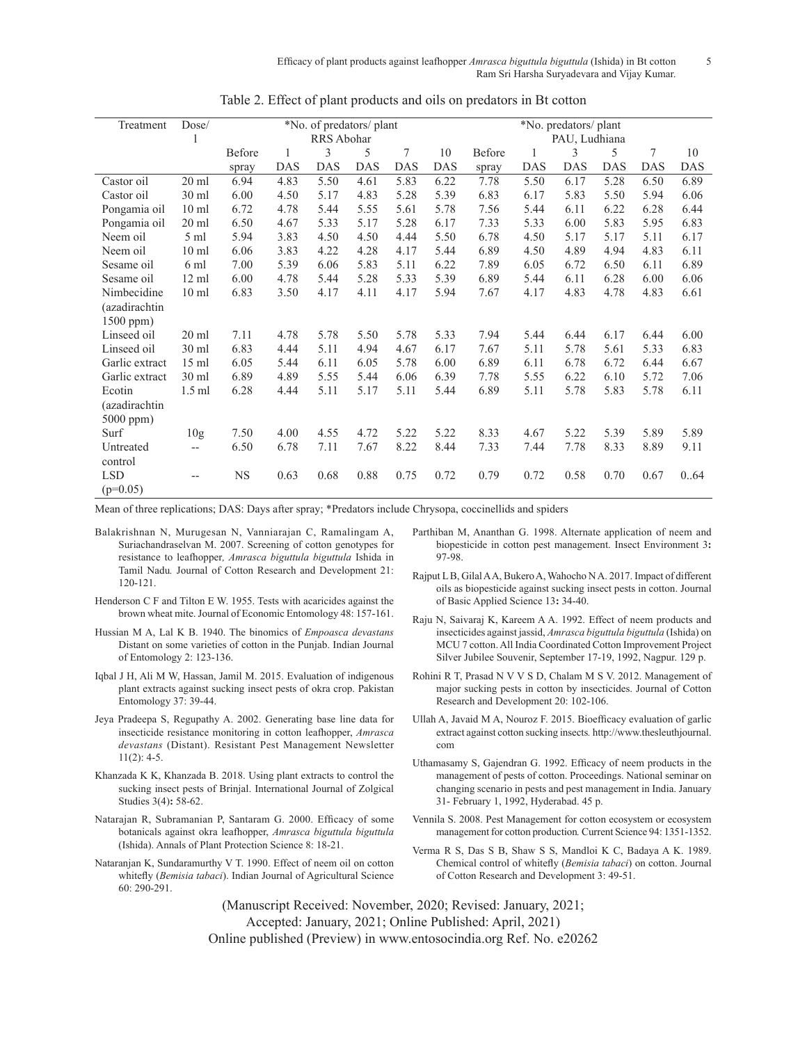Table 2. Effect of plant products and oils on predators in Bt cotton

| Treatment | Dose/ l | *No. of predators/ plant RRS Abohar | | | | | | *No. predators/ plant PAU, Ludhiana | | | | | |
|---|---|---|---|---|---|---|---|---|---|---|---|---|---|
| | | Before spray | 1 DAS | 3 DAS | 5 DAS | 7 DAS | 10 DAS | Before spray | 1 DAS | 3 DAS | 5 DAS | 7 DAS | 10 DAS |
| Castor oil | 20 ml | 6.94 | 4.83 | 5.50 | 4.61 | 5.83 | 6.22 | 7.78 | 5.50 | 6.17 | 5.28 | 6.50 | 6.89 |
| Castor oil | 30 ml | 6.00 | 4.50 | 5.17 | 4.83 | 5.28 | 5.39 | 6.83 | 6.17 | 5.83 | 5.50 | 5.94 | 6.06 |
| Pongamia oil | 10 ml | 6.72 | 4.78 | 5.44 | 5.55 | 5.61 | 5.78 | 7.56 | 5.44 | 6.11 | 6.22 | 6.28 | 6.44 |
| Pongamia oil | 20 ml | 6.50 | 4.67 | 5.33 | 5.17 | 5.28 | 6.17 | 7.33 | 5.33 | 6.00 | 5.83 | 5.95 | 6.83 |
| Neem oil | 5 ml | 5.94 | 3.83 | 4.50 | 4.50 | 4.44 | 5.50 | 6.78 | 4.50 | 5.17 | 5.17 | 5.11 | 6.17 |
| Neem oil | 10 ml | 6.06 | 3.83 | 4.22 | 4.28 | 4.17 | 5.44 | 6.89 | 4.50 | 4.89 | 4.94 | 4.83 | 6.11 |
| Sesame oil | 6 ml | 7.00 | 5.39 | 6.06 | 5.83 | 5.11 | 6.22 | 7.89 | 6.05 | 6.72 | 6.50 | 6.11 | 6.89 |
| Sesame oil | 12 ml | 6.00 | 4.78 | 5.44 | 5.28 | 5.33 | 5.39 | 6.89 | 5.44 | 6.11 | 6.28 | 6.00 | 6.06 |
| Nimbecidine (azadirachtin 1500 ppm) | 10 ml | 6.83 | 3.50 | 4.17 | 4.11 | 4.17 | 5.94 | 7.67 | 4.17 | 4.83 | 4.78 | 4.83 | 6.61 |
| Linseed oil | 20 ml | 7.11 | 4.78 | 5.78 | 5.50 | 5.78 | 5.33 | 7.94 | 5.44 | 6.44 | 6.17 | 6.44 | 6.00 |
| Linseed oil | 30 ml | 6.83 | 4.44 | 5.11 | 4.94 | 4.67 | 6.17 | 7.67 | 5.11 | 5.78 | 5.61 | 5.33 | 6.83 |
| Garlic extract | 15 ml | 6.05 | 5.44 | 6.11 | 6.05 | 5.78 | 6.00 | 6.89 | 6.11 | 6.78 | 6.72 | 6.44 | 6.67 |
| Garlic extract | 30 ml | 6.89 | 4.89 | 5.55 | 5.44 | 6.06 | 6.39 | 7.78 | 5.55 | 6.22 | 6.10 | 5.72 | 7.06 |
| Ecotin (azadirachtin 5000 ppm) | 1.5 ml | 6.28 | 4.44 | 5.11 | 5.17 | 5.11 | 5.44 | 6.89 | 5.11 | 5.78 | 5.83 | 5.78 | 6.11 |
| Surf | 10g | 7.50 | 4.00 | 4.55 | 4.72 | 5.22 | 5.22 | 8.33 | 4.67 | 5.22 | 5.39 | 5.89 | 5.89 |
| Untreated control | -- | 6.50 | 6.78 | 7.11 | 7.67 | 8.22 | 8.44 | 7.33 | 7.44 | 7.78 | 8.33 | 8.89 | 9.11 |
| LSD (p=0.05) | -- | NS | 0.63 | 0.68 | 0.88 | 0.75 | 0.72 | 0.79 | 0.72 | 0.58 | 0.70 | 0.67 | 0..64 |

Mean of three replications; DAS: Days after spray; *Predators include Chrysopa, coccinellids and spiders

Balakrishnan N, Murugesan N, Vanniarajan C, Ramalingam A, Suriachandraselvan M. 2007. Screening of cotton genotypes for resistance to leafhopper, *Amrasca biguttula biguttula* Ishida in Tamil Nadu. Journal of Cotton Research and Development 21: 120-121.

Henderson C F and Tilton E W. 1955. Tests with acaricides against the brown wheat mite. Journal of Economic Entomology 48: 157-161.

Hussian M A, Lal K B. 1940. The binomics of *Empoasca devastans* Distant on some varieties of cotton in the Punjab. Indian Journal of Entomology 2: 123-136.

Iqbal J H, Ali M W, Hassan, Jamil M. 2015. Evaluation of indigenous plant extracts against sucking insect pests of okra crop. Pakistan Entomology 37: 39-44.

Jeya Pradeepa S, Regupathy A. 2002. Generating base line data for insecticide resistance monitoring in cotton leafhopper, *Amrasca devastans* (Distant). Resistant Pest Management Newsletter 11(2): 4-5.

Khanzada K K, Khanzada B. 2018. Using plant extracts to control the sucking insect pests of Brinjal. International Journal of Zolgical Studies 3(4): 58-62.

Natarajan R, Subramanian P, Santaram G. 2000. Efficacy of some botanicals against okra leafhopper, *Amrasca biguttula biguttula* (Ishida). Annals of Plant Protection Science 8: 18-21.

Nataranjan K, Sundaramurthy V T. 1990. Effect of neem oil on cotton whitefly (*Bemisia tabaci*). Indian Journal of Agricultural Science 60: 290-291.

Parthiban M, Ananthan G. 1998. Alternate application of neem and biopesticide in cotton pest management. Insect Environment 3: 97-98.

Rajput L B, Gilal A A, Bukero A, Wahocho N A. 2017. Impact of different oils as biopesticide against sucking insect pests in cotton. Journal of Basic Applied Science 13: 34-40.

Raju N, Saivaraj K, Kareem A A. 1992. Effect of neem products and insecticides against jassid, *Amrasca biguttula biguttula* (Ishida) on MCU 7 cotton. All India Coordinated Cotton Improvement Project Silver Jubilee Souvenir, September 17-19, 1992, Nagpur. 129 p.

Rohini R T, Prasad N V V S D, Chalam M S V. 2012. Management of major sucking pests in cotton by insecticides. Journal of Cotton Research and Development 20: 102-106.

Ullah A, Javaid M A, Nouroz F. 2015. Bioefficacy evaluation of garlic extract against cotton sucking insects. http://www.thesleuthjournal.com

Uthamasamy S, Gajendran G. 1992. Efficacy of neem products in the management of pests of cotton. Proceedings. National seminar on changing scenario in pests and pest management in India. January 31- February 1, 1992, Hyderabad. 45 p.

Vennila S. 2008. Pest Management for cotton ecosystem or ecosystem management for cotton production. Current Science 94: 1351-1352.

Verma R S, Das S B, Shaw S S, Mandloi K C, Badaya A K. 1989. Chemical control of whitefly (*Bemisia tabaci*) on cotton. Journal of Cotton Research and Development 3: 49-51.

(Manuscript Received: November, 2020; Revised: January, 2021;
Accepted: January, 2021; Online Published: April, 2021)
Online published (Preview) in www.entosocindia.org Ref. No. e20262